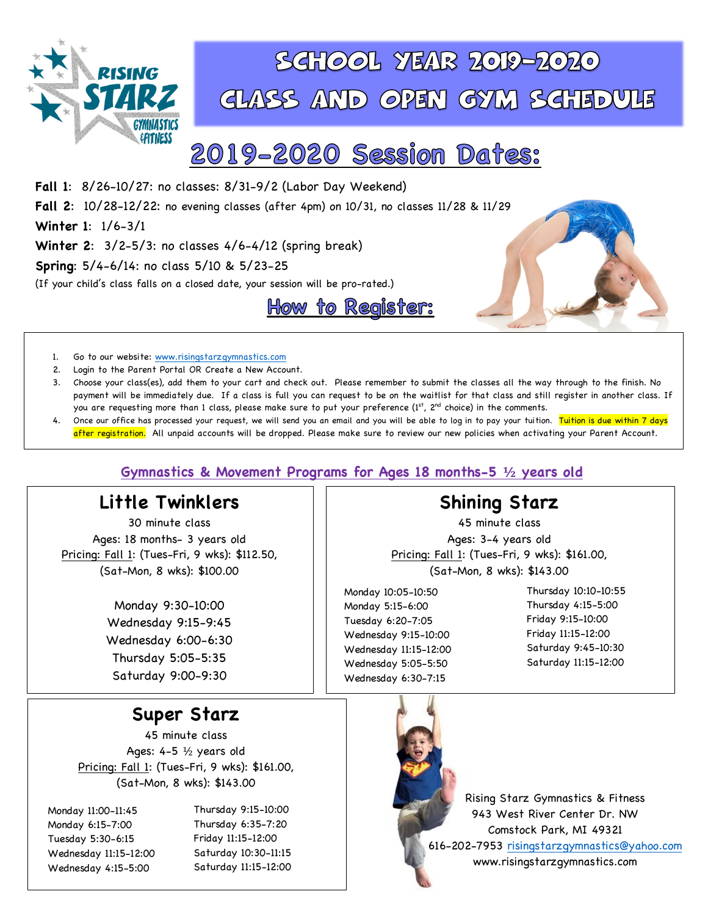# School Year 2019-2020 Class and Open Gym Schedule

## 2019-2020 Session Dates:

**Fall 1**: 8/26-10/27: no classes: 8/31-9/2 (Labor Day Weekend)

**Fall 2**: 10/28-12/22: no evening classes (after 4pm) on 10/31, no classes 11/28 & 11/29

**Winter 1**: 1/6-3/1

**Winter 2**: 3/2-5/3: no classes 4/6-4/12 (spring break)

**Spring**: 5/4-6/14: no class 5/10 & 5/23-25

(If your child's class falls on a closed date, your session will be pro-rated.)

## How to Register:

1. Go to our website: www.risingstarzgymnastics.com
2. Login to the Parent Portal OR Create a New Account.
3. Choose your class(es), add them to your cart and check out. Please remember to submit the classes all the way through to the finish. No payment will be immediately due. If a class is full you can request to be on the waitlist for that class and still register in another class. If you are requesting more than 1 class, please make sure to put your preference (1st, 2nd choice) in the comments.
4. Once our office has processed your request, we will send you an email and you will be able to log in to pay your tuition. Tuition is due within 7 days after registration. All unpaid accounts will be dropped. Please make sure to review our new policies when activating your Parent Account.

## Gymnastics & Movement Programs for Ages 18 months-5 ½ years old

### Little Twinklers

30 minute class

Ages: 18 months- 3 years old

Pricing: Fall 1: (Tues-Fri, 9 wks): $112.50, (Sat-Mon, 8 wks): $100.00

Monday 9:30-10:00
Wednesday 9:15-9:45
Wednesday 6:00-6:30
Thursday 5:05-5:35
Saturday 9:00-9:30

### Shining Starz

45 minute class

Ages: 3-4 years old

Pricing: Fall 1: (Tues-Fri, 9 wks): $161.00, (Sat-Mon, 8 wks): $143.00

Monday 10:05-10:50
Monday 5:15-6:00
Tuesday 6:20-7:05
Wednesday 9:15-10:00
Wednesday 11:15-12:00
Wednesday 5:05-5:50
Wednesday 6:30-7:15
Thursday 10:10-10:55
Thursday 4:15-5:00
Friday 9:15-10:00
Friday 11:15-12:00
Saturday 9:45-10:30
Saturday 11:15-12:00

### Super Starz

45 minute class

Ages: 4-5 ½ years old

Pricing: Fall 1: (Tues-Fri, 9 wks): $161.00, (Sat-Mon, 8 wks): $143.00

Monday 11:00-11:45
Monday 6:15-7:00
Tuesday 5:30-6:15
Wednesday 11:15-12:00
Wednesday 4:15-5:00
Thursday 9:15-10:00
Thursday 6:35-7:20
Friday 11:15-12:00
Saturday 10:30-11:15
Saturday 11:15-12:00

Rising Starz Gymnastics & Fitness
943 West River Center Dr. NW
Comstock Park, MI 49321
616-202-7953 risingstarzgymnastics@yahoo.com
www.risingstarzgymnastics.com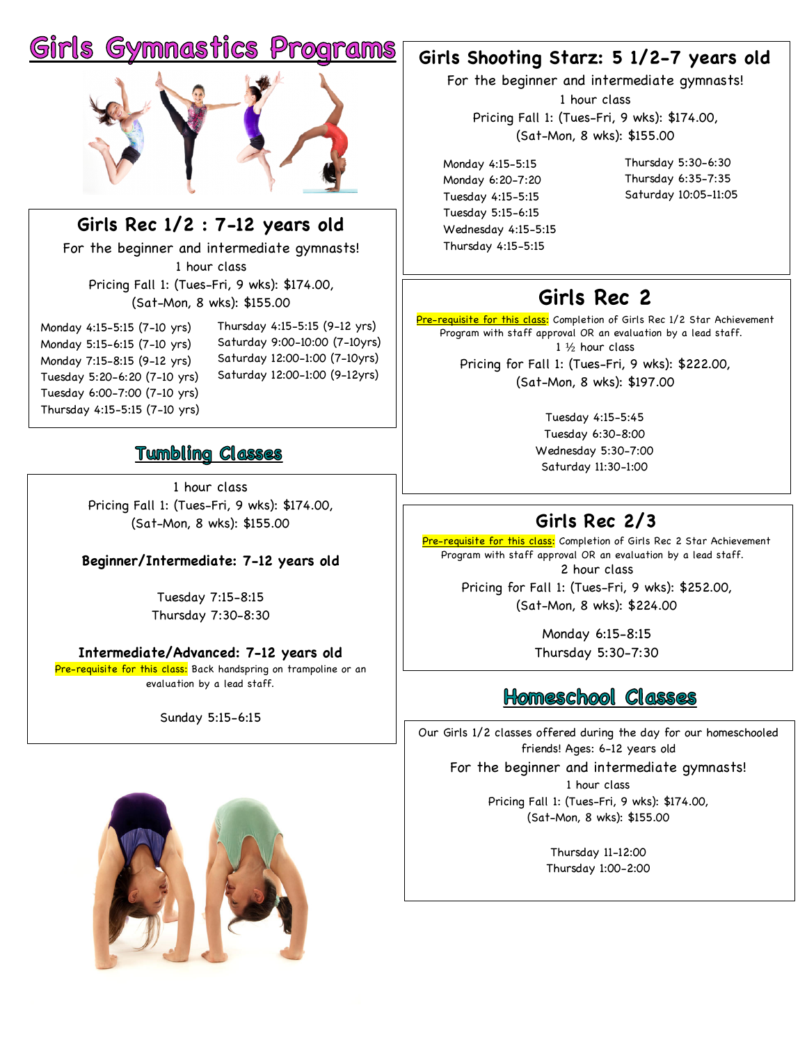# Girls Gymnastics Programs

## Girls Rec 1/2 : 7-12 years old

For the beginner and intermediate gymnasts!

1 hour class

Pricing Fall 1: (Tues-Fri, 9 wks): $174.00,
(Sat-Mon, 8 wks): $155.00

- Monday 4:15-5:15 (7-10 yrs)
- Monday 5:15-6:15 (7-10 yrs)
- Monday 7:15-8:15 (9-12 yrs)
- Tuesday 5:20-6:20 (7-10 yrs)
- Tuesday 6:00-7:00 (7-10 yrs)
- Thursday 4:15-5:15 (7-10 yrs)
- Thursday 4:15-5:15 (9-12 yrs)
- Saturday 9:00-10:00 (7-10yrs)
- Saturday 12:00-1:00 (7-10yrs)
- Saturday 12:00-1:00 (9-12yrs)

## Tumbling Classes

1 hour class

Pricing Fall 1: (Tues-Fri, 9 wks): $174.00,
(Sat-Mon, 8 wks): $155.00

### Beginner/Intermediate: 7-12 years old

Tuesday 7:15-8:15
Thursday 7:30-8:30

### Intermediate/Advanced: 7-12 years old

Pre-requisite for this class: Back handspring on trampoline or an evaluation by a lead staff.

Sunday 5:15-6:15

## Girls Shooting Starz: 5 1/2-7 years old

For the beginner and intermediate gymnasts!

1 hour class

Pricing Fall 1: (Tues-Fri, 9 wks): $174.00,
(Sat-Mon, 8 wks): $155.00

- Monday 4:15-5:15
- Monday 6:20-7:20
- Tuesday 4:15-5:15
- Tuesday 5:15-6:15
- Wednesday 4:15-5:15
- Thursday 4:15-5:15
- Thursday 5:30-6:30
- Thursday 6:35-7:35
- Saturday 10:05-11:05

## Girls Rec 2

Pre-requisite for this class: Completion of Girls Rec 1/2 Star Achievement Program with staff approval OR an evaluation by a lead staff.

1 ½ hour class

Pricing for Fall 1: (Tues-Fri, 9 wks): $222.00,
(Sat-Mon, 8 wks): $197.00

Tuesday 4:15-5:45
Tuesday 6:30-8:00
Wednesday 5:30-7:00
Saturday 11:30-1:00

## Girls Rec 2/3

Pre-requisite for this class: Completion of Girls Rec 2 Star Achievement Program with staff approval OR an evaluation by a lead staff.

2 hour class

Pricing for Fall 1: (Tues-Fri, 9 wks): $252.00,
(Sat-Mon, 8 wks): $224.00

Monday 6:15-8:15
Thursday 5:30-7:30

## Homeschool Classes

Our Girls 1/2 classes offered during the day for our homeschooled friends! Ages: 6-12 years old

For the beginner and intermediate gymnasts!

1 hour class

Pricing Fall 1: (Tues-Fri, 9 wks): $174.00,
(Sat-Mon, 8 wks): $155.00

Thursday 11-12:00
Thursday 1:00-2:00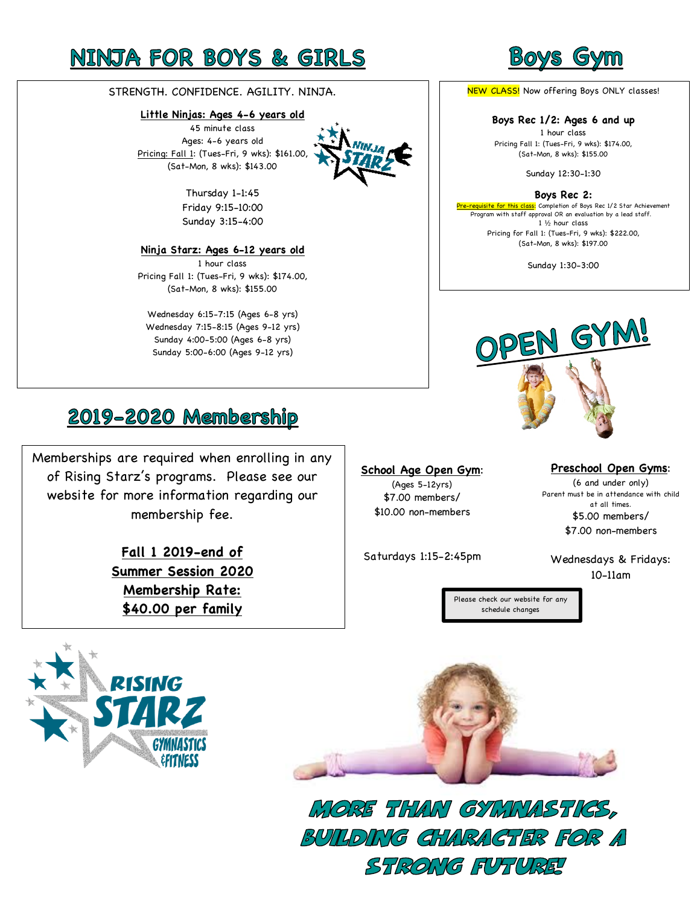# NINJA FOR BOYS & GIRLS

STRENGTH. CONFIDENCE. AGILITY. NINJA.

**Little Ninjas: Ages 4-6 years old**

45 minute class
Ages: 4-6 years old
Pricing: Fall 1: (Tues-Fri, 9 wks): $161.00, (Sat-Mon, 8 wks): $143.00

Thursday 1-1:45
Friday 9:15-10:00
Sunday 3:15-4:00

**Ninja Starz: Ages 6-12 years old**

1 hour class
Pricing Fall 1: (Tues-Fri, 9 wks): $174.00, (Sat-Mon, 8 wks): $155.00

Wednesday 6:15-7:15 (Ages 6-8 yrs)
Wednesday 7:15-8:15 (Ages 9-12 yrs)
Sunday 4:00-5:00 (Ages 6-8 yrs)
Sunday 5:00-6:00 (Ages 9-12 yrs)

# Boys Gym

NEW CLASS! Now offering Boys ONLY classes!

**Boys Rec 1/2: Ages 6 and up**

1 hour class
Pricing Fall 1: (Tues-Fri, 9 wks): $174.00, (Sat-Mon, 8 wks): $155.00

Sunday 12:30-1:30

**Boys Rec 2:**

Pre-requisite for this class: Completion of Boys Rec 1/2 Star Achievement Program with staff approval OR an evaluation by a lead staff.
1 ½ hour class
Pricing for Fall 1: (Tues-Fri, 9 wks): $222.00, (Sat-Mon, 8 wks): $197.00

Sunday 1:30-3:00

# 2019-2020 Membership

Memberships are required when enrolling in any of Rising Starz's programs. Please see our website for more information regarding our membership fee.

**Fall 1 2019-end of Summer Session 2020 Membership Rate: $40.00 per family**

# OPEN GYM!

**School Age Open Gym:**

(Ages 5-12yrs)
$7.00 members/
$10.00 non-members

Saturdays 1:15-2:45pm

**Preschool Open Gyms:**

(6 and under only)
Parent must be in attendance with child at all times.
$5.00 members/
$7.00 non-members

Wednesdays & Fridays: 10-11am

Please check our website for any schedule changes

RISING STARZ GYMNASTICS & FITNESS

**MORE THAN GYMNASTICS, BUILDING CHARACTER FOR A STRONG FUTURE!**